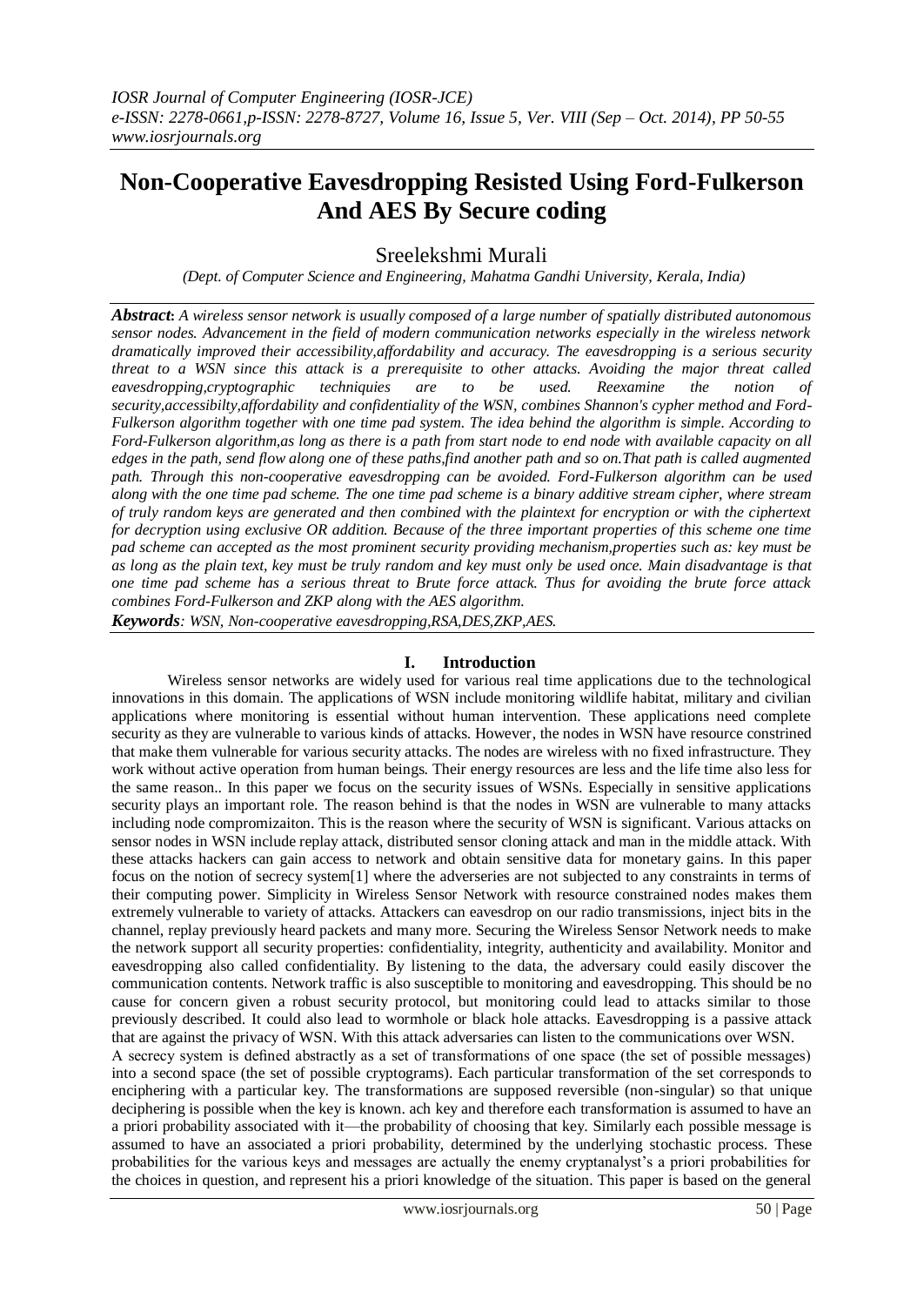// Non-Cooperative Eavesdropping Resisted Using Ford-Fulkerson And AES By Secure coding

# Non-Cooperative Eavesdropping Resisted Using Ford-Fulkerson And AES By Secure coding

Sreelekshmi Murali

*(Dept. of Computer Science and Engineering, Mahatma Gandhi University, Kerala, India)*

***Abstract*:** *A wireless sensor network is usually composed of a large number of spatially distributed autonomous sensor nodes. Advancement in the field of modern communication networks especially in the wireless network dramatically improved their accessibility,affordability and accuracy. The eavesdropping is a serious security threat to a WSN since this attack is a prerequisite to other attacks. Avoiding the major threat called eavesdropping,cryptographic techniquies are to be used. Reexamine the notion of security,accessibilty,affordability and confidentiality of the WSN, combines Shannon's cypher method and Ford-Fulkerson algorithm together with one time pad system. The idea behind the algorithm is simple. According to Ford-Fulkerson algorithm,as long as there is a path from start node to end node with available capacity on all edges in the path, send flow along one of these paths,find another path and so on.That path is called augmented path. Through this non-cooperative eavesdropping can be avoided. Ford-Fulkerson algorithm can be used along with the one time pad scheme. The one time pad scheme is a binary additive stream cipher, where stream of truly random keys are generated and then combined with the plaintext for encryption or with the ciphertext for decryption using exclusive OR addition. Because of the three important properties of this scheme one time pad scheme can accepted as the most prominent security providing mechanism,properties such as: key must be as long as the plain text, key must be truly random and key must only be used once. Main disadvantage is that one time pad scheme has a serious threat to Brute force attack. Thus for avoiding the brute force attack combines Ford-Fulkerson and ZKP along with the AES algorithm.*

***Keywords****: WSN, Non-cooperative eavesdropping,RSA,DES,ZKP,AES.*

## I. Introduction

Wireless sensor networks are widely used for various real time applications due to the technological innovations in this domain. The applications of WSN include monitoring wildlife habitat, military and civilian applications where monitoring is essential without human intervention. These applications need complete security as they are vulnerable to various kinds of attacks. However, the nodes in WSN have resource constrined that make them vulnerable for various security attacks. The nodes are wireless with no fixed infrastructure. They work without active operation from human beings. Their energy resources are less and the life time also less for the same reason.. In this paper we focus on the security issues of WSNs. Especially in sensitive applications security plays an important role. The reason behind is that the nodes in WSN are vulnerable to many attacks including node compromizaiton. This is the reason where the security of WSN is significant. Various attacks on sensor nodes in WSN include replay attack, distributed sensor cloning attack and man in the middle attack. With these attacks hackers can gain access to network and obtain sensitive data for monetary gains. In this paper focus on the notion of secrecy system[1] where the adverseries are not subjected to any constraints in terms of their computing power. Simplicity in Wireless Sensor Network with resource constrained nodes makes them extremely vulnerable to variety of attacks. Attackers can eavesdrop on our radio transmissions, inject bits in the channel, replay previously heard packets and many more. Securing the Wireless Sensor Network needs to make the network support all security properties: confidentiality, integrity, authenticity and availability. Monitor and eavesdropping also called confidentiality. By listening to the data, the adversary could easily discover the communication contents. Network traffic is also susceptible to monitoring and eavesdropping. This should be no cause for concern given a robust security protocol, but monitoring could lead to attacks similar to those previously described. It could also lead to wormhole or black hole attacks. Eavesdropping is a passive attack that are against the privacy of WSN. With this attack adversaries can listen to the communications over WSN.

A secrecy system is defined abstractly as a set of transformations of one space (the set of possible messages) into a second space (the set of possible cryptograms). Each particular transformation of the set corresponds to enciphering with a particular key. The transformations are supposed reversible (non-singular) so that unique deciphering is possible when the key is known. ach key and therefore each transformation is assumed to have an a priori probability associated with it—the probability of choosing that key. Similarly each possible message is assumed to have an associated a priori probability, determined by the underlying stochastic process. These probabilities for the various keys and messages are actually the enemy cryptanalyst's a priori probabilities for the choices in question, and represent his a priori knowledge of the situation. This paper is based on the general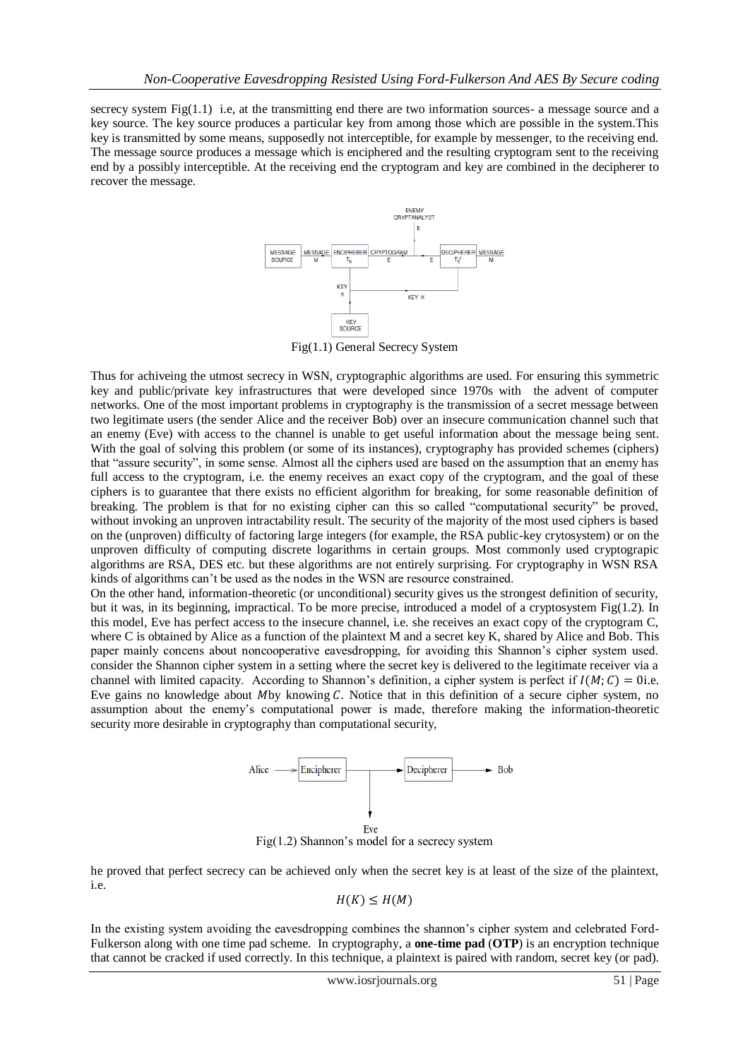secrecy system Fig(1.1) i.e, at the transmitting end there are two information sources- a message source and a key source. The key source produces a particular key from among those which are possible in the system.This key is transmitted by some means, supposedly not interceptible, for example by messenger, to the receiving end. The message source produces a message which is enciphered and the resulting cryptogram sent to the receiving end by a possibly interceptible. At the receiving end the cryptogram and key are combined in the decipherer to recover the message.

Fig(1.1) General Secrecy System

Thus for achiveing the utmost secrecy in WSN, cryptographic algorithms are used. For ensuring this symmetric key and public/private key infrastructures that were developed since 1970s with the advent of computer networks. One of the most important problems in cryptography is the transmission of a secret message between two legitimate users (the sender Alice and the receiver Bob) over an insecure communication channel such that an enemy (Eve) with access to the channel is unable to get useful information about the message being sent. With the goal of solving this problem (or some of its instances), cryptography has provided schemes (ciphers) that "assure security", in some sense. Almost all the ciphers used are based on the assumption that an enemy has full access to the cryptogram, i.e. the enemy receives an exact copy of the cryptogram, and the goal of these ciphers is to guarantee that there exists no efficient algorithm for breaking, for some reasonable definition of breaking. The problem is that for no existing cipher can this so called "computational security" be proved, without invoking an unproven intractability result. The security of the majority of the most used ciphers is based on the (unproven) difficulty of factoring large integers (for example, the RSA public-key crytosystem) or on the unproven difficulty of computing discrete logarithms in certain groups. Most commonly used cryptograpic algorithms are RSA, DES etc. but these algorithms are not entirely surprising. For cryptography in WSN RSA kinds of algorithms can't be used as the nodes in the WSN are resource constrained.
On the other hand, information-theoretic (or unconditional) security gives us the strongest definition of security, but it was, in its beginning, impractical. To be more precise, introduced a model of a cryptosystem Fig(1.2). In this model, Eve has perfect access to the insecure channel, i.e. she receives an exact copy of the cryptogram C, where C is obtained by Alice as a function of the plaintext M and a secret key K, shared by Alice and Bob. This paper mainly concens about noncooperative eavesdropping, for avoiding this Shannon's cipher system used. consider the Shannon cipher system in a setting where the secret key is delivered to the legitimate receiver via a channel with limited capacity. According to Shannon's definition, a cipher system is perfect if $I(M;C) = 0$i.e. Eve gains no knowledge about $M$by knowing $C$. Notice that in this definition of a secure cipher system, no assumption about the enemy's computational power is made, therefore making the information-theoretic security more desirable in cryptography than computational security,

Fig(1.2) Shannon's model for a secrecy system

he proved that perfect secrecy can be achieved only when the secret key is at least of the size of the plaintext, i.e.

$$H(K) \leq H(M)$$

In the existing system avoiding the eavesdropping combines the shannon's cipher system and celebrated Ford-Fulkerson along with one time pad scheme. In cryptography, a **one-time pad** (**OTP**) is an encryption technique that cannot be cracked if used correctly. In this technique, a plaintext is paired with random, secret key (or pad).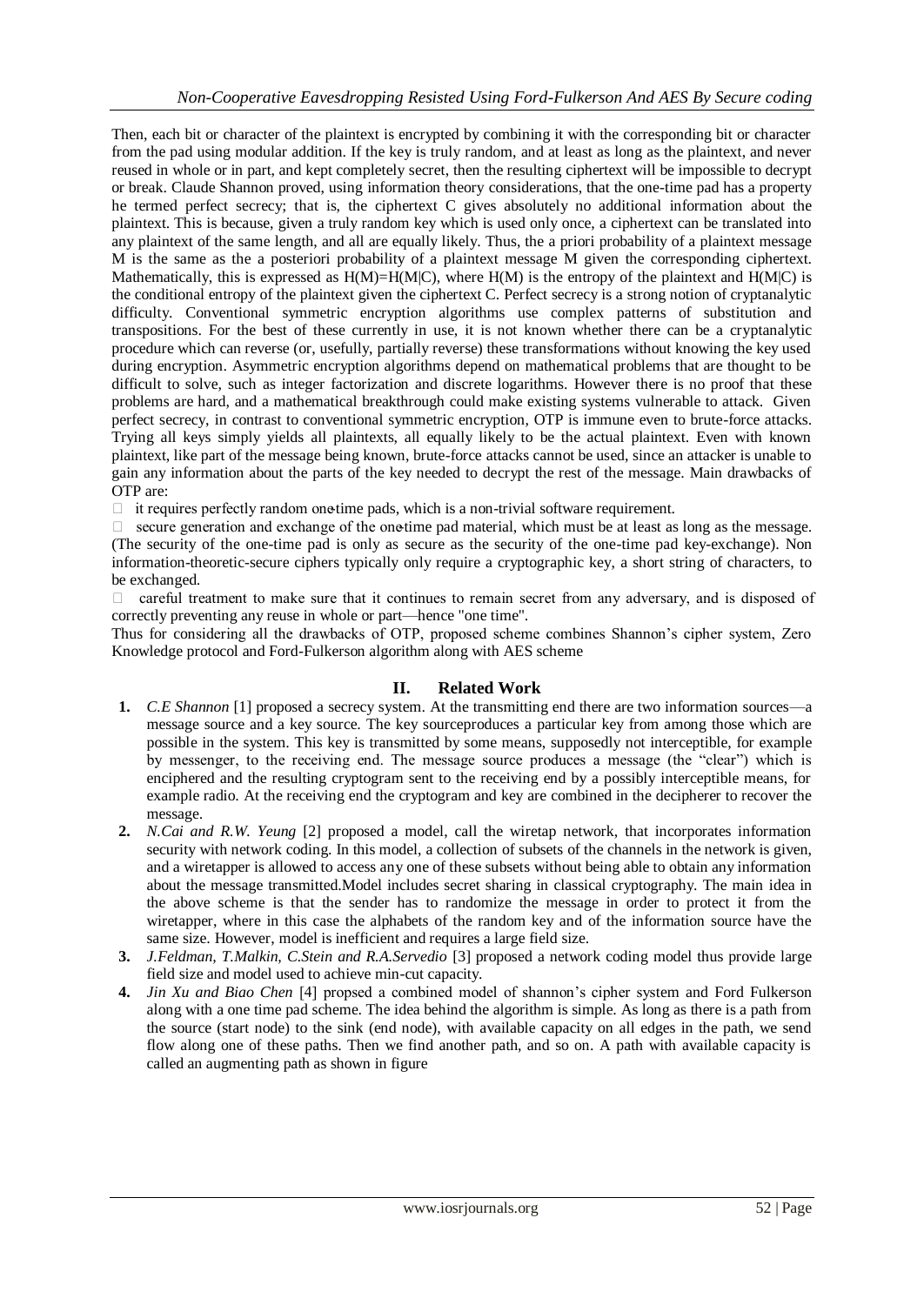Then, each bit or character of the plaintext is encrypted by combining it with the corresponding bit or character from the pad using modular addition. If the key is truly random, and at least as long as the plaintext, and never reused in whole or in part, and kept completely secret, then the resulting ciphertext will be impossible to decrypt or break. Claude Shannon proved, using information theory considerations, that the one-time pad has a property he termed perfect secrecy; that is, the ciphertext C gives absolutely no additional information about the plaintext. This is because, given a truly random key which is used only once, a ciphertext can be translated into any plaintext of the same length, and all are equally likely. Thus, the a priori probability of a plaintext message M is the same as the a posteriori probability of a plaintext message M given the corresponding ciphertext. Mathematically, this is expressed as $H(M)=H(M|C)$, where $H(M)$ is the entropy of the plaintext and $H(M|C)$ is the conditional entropy of the plaintext given the ciphertext C. Perfect secrecy is a strong notion of cryptanalytic difficulty. Conventional symmetric encryption algorithms use complex patterns of substitution and transpositions. For the best of these currently in use, it is not known whether there can be a cryptanalytic procedure which can reverse (or, usefully, partially reverse) these transformations without knowing the key used during encryption. Asymmetric encryption algorithms depend on mathematical problems that are thought to be difficult to solve, such as integer factorization and discrete logarithms. However there is no proof that these problems are hard, and a mathematical breakthrough could make existing systems vulnerable to attack. Given perfect secrecy, in contrast to conventional symmetric encryption, OTP is immune even to brute-force attacks. Trying all keys simply yields all plaintexts, all equally likely to be the actual plaintext. Even with known plaintext, like part of the message being known, brute-force attacks cannot be used, since an attacker is unable to gain any information about the parts of the key needed to decrypt the rest of the message. Main drawbacks of OTP are:

- it requires perfectly random one-time pads, which is a non-trivial software requirement.
- secure generation and exchange of the one-time pad material, which must be at least as long as the message. (The security of the one-time pad is only as secure as the security of the one-time pad key-exchange). Non information-theoretic-secure ciphers typically only require a cryptographic key, a short string of characters, to be exchanged.
- careful treatment to make sure that it continues to remain secret from any adversary, and is disposed of correctly preventing any reuse in whole or part—hence "one time".

Thus for considering all the drawbacks of OTP, proposed scheme combines Shannon's cipher system, Zero Knowledge protocol and Ford-Fulkerson algorithm along with AES scheme

## II. Related Work

1. *C.E Shannon* [1] proposed a secrecy system. At the transmitting end there are two information sources—a message source and a key source. The key sourceproduces a particular key from among those which are possible in the system. This key is transmitted by some means, supposedly not interceptible, for example by messenger, to the receiving end. The message source produces a message (the "clear") which is enciphered and the resulting cryptogram sent to the receiving end by a possibly interceptible means, for example radio. At the receiving end the cryptogram and key are combined in the decipherer to recover the message.
2. *N.Cai and R.W. Yeung* [2] proposed a model, call the wiretap network, that incorporates information security with network coding. In this model, a collection of subsets of the channels in the network is given, and a wiretapper is allowed to access any one of these subsets without being able to obtain any information about the message transmitted.Model includes secret sharing in classical cryptography. The main idea in the above scheme is that the sender has to randomize the message in order to protect it from the wiretapper, where in this case the alphabets of the random key and of the information source have the same size. However, model is inefficient and requires a large field size.
3. *J.Feldman, T.Malkin, C.Stein and R.A.Servedio* [3] proposed a network coding model thus provide large field size and model used to achieve min-cut capacity.
4. *Jin Xu and Biao Chen* [4] propsed a combined model of shannon's cipher system and Ford Fulkerson along with a one time pad scheme. The idea behind the algorithm is simple. As long as there is a path from the source (start node) to the sink (end node), with available capacity on all edges in the path, we send flow along one of these paths. Then we find another path, and so on. A path with available capacity is called an augmenting path as shown in figure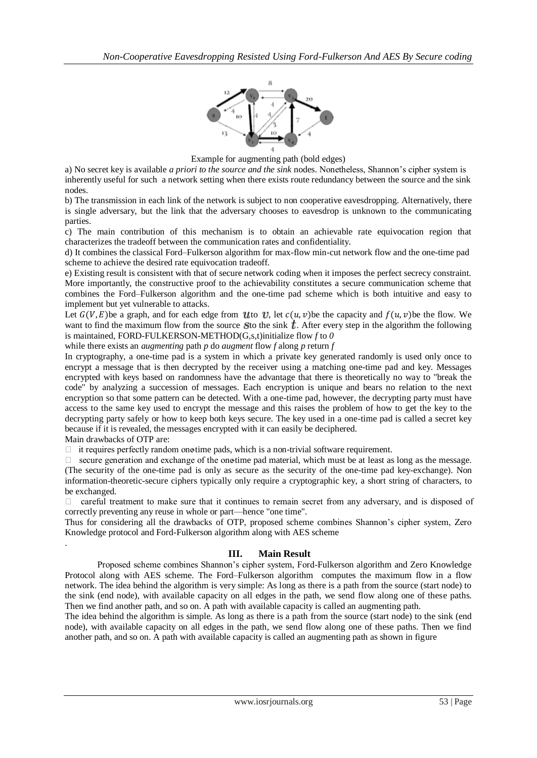Example for augmenting path (bold edges)

a) No secret key is available *a priori to the source and the sink* nodes. Nonetheless, Shannon's cipher system is inherently useful for such a network setting when there exists route redundancy between the source and the sink nodes.

b) The transmission in each link of the network is subject to non cooperative eavesdropping. Alternatively, there is single adversary, but the link that the adversary chooses to eavesdrop is unknown to the communicating parties.

c) The main contribution of this mechanism is to obtain an achievable rate equivocation region that characterizes the tradeoff between the communication rates and confidentiality.

d) It combines the classical Ford–Fulkerson algorithm for max-flow min-cut network flow and the one-time pad scheme to achieve the desired rate equivocation tradeoff.

e) Existing result is consistent with that of secure network coding when it imposes the perfect secrecy constraint. More importantly, the constructive proof to the achievability constitutes a secure communication scheme that combines the Ford–Fulkerson algorithm and the one-time pad scheme which is both intuitive and easy to implement but yet vulnerable to attacks.

Let $G(V, E)$ be a graph, and for each edge from $u$ to $v$, let $c(u, v)$ be the capacity and $f(u, v)$ be the flow. We want to find the maximum flow from the source $s$ to the sink $t$. After every step in the algorithm the following is maintained, FORD-FULKERSON-METHOD(G,s,t)initialize flow *f* to *0*

while there exists an *augmenting* path *p* do *augment* flow *f* along *p* return *f*

In cryptography, a one-time pad is a system in which a private key generated randomly is used only once to encrypt a message that is then decrypted by the receiver using a matching one-time pad and key. Messages encrypted with keys based on randomness have the advantage that there is theoretically no way to "break the code" by analyzing a succession of messages. Each encryption is unique and bears no relation to the next encryption so that some pattern can be detected. With a one-time pad, however, the decrypting party must have access to the same key used to encrypt the message and this raises the problem of how to get the key to the decrypting party safely or how to keep both keys secure. The key used in a one-time pad is called a secret key because if it is revealed, the messages encrypted with it can easily be deciphered.

Main drawbacks of OTP are:

- it requires perfectly random one-time pads, which is a non-trivial software requirement.
- secure generation and exchange of the one-time pad material, which must be at least as long as the message. (The security of the one-time pad is only as secure as the security of the one-time pad key-exchange). Non information-theoretic-secure ciphers typically only require a cryptographic key, a short string of characters, to be exchanged.
- careful treatment to make sure that it continues to remain secret from any adversary, and is disposed of correctly preventing any reuse in whole or part—hence "one time".

Thus for considering all the drawbacks of OTP, proposed scheme combines Shannon's cipher system, Zero Knowledge protocol and Ford-Fulkerson algorithm along with AES scheme

.

## III. Main Result

Proposed scheme combines Shannon's cipher system, Ford-Fulkerson algorithm and Zero Knowledge Protocol along with AES scheme. The Ford–Fulkerson algorithm computes the maximum flow in a flow network. The idea behind the algorithm is very simple: As long as there is a path from the source (start node) to the sink (end node), with available capacity on all edges in the path, we send flow along one of these paths. Then we find another path, and so on. A path with available capacity is called an augmenting path.

The idea behind the algorithm is simple. As long as there is a path from the source (start node) to the sink (end node), with available capacity on all edges in the path, we send flow along one of these paths. Then we find another path, and so on. A path with available capacity is called an augmenting path as shown in figure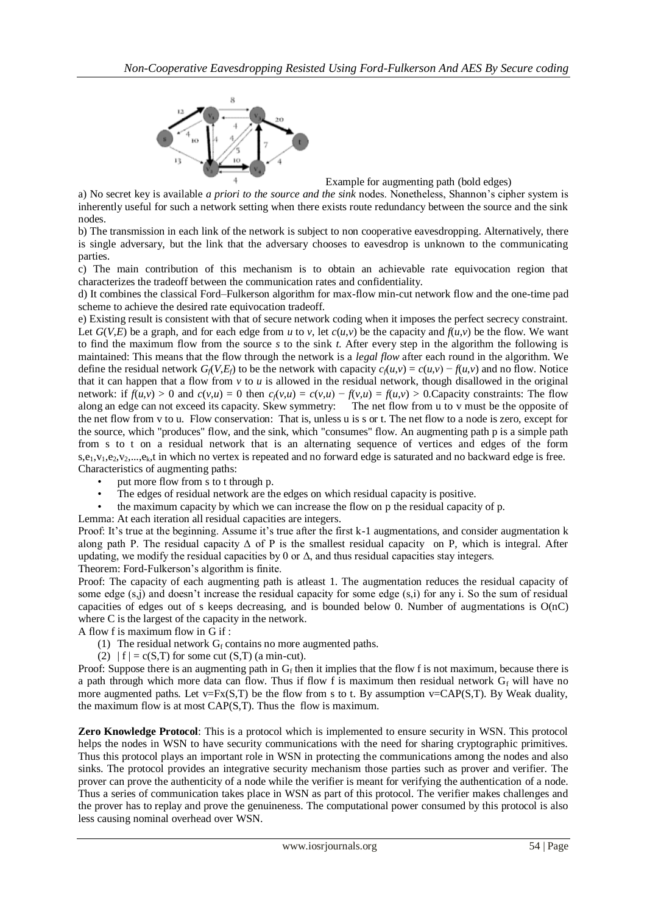Example for augmenting path (bold edges)

a) No secret key is available *a priori to the source and the sink* nodes. Nonetheless, Shannon's cipher system is inherently useful for such a network setting when there exists route redundancy between the source and the sink nodes.

b) The transmission in each link of the network is subject to non cooperative eavesdropping. Alternatively, there is single adversary, but the link that the adversary chooses to eavesdrop is unknown to the communicating parties.

c) The main contribution of this mechanism is to obtain an achievable rate equivocation region that characterizes the tradeoff between the communication rates and confidentiality.

d) It combines the classical Ford–Fulkerson algorithm for max-flow min-cut network flow and the one-time pad scheme to achieve the desired rate equivocation tradeoff.

e) Existing result is consistent with that of secure network coding when it imposes the perfect secrecy constraint.

Let $G(V,E)$ be a graph, and for each edge from $u$ to $v$, let $c(u,v)$ be the capacity and $f(u,v)$ be the flow. We want to find the maximum flow from the source $s$ to the sink $t$. After every step in the algorithm the following is maintained: This means that the flow through the network is a *legal flow* after each round in the algorithm. We define the residual network $G_f(V,E_f)$ to be the network with capacity $c_f(u,v) = c(u,v) - f(u,v)$ and no flow. Notice that it can happen that a flow from $v$ to $u$ is allowed in the residual network, though disallowed in the original network: if $f(u,v) > 0$ and $c(v,u) = 0$ then $c_f(v,u) = c(v,u) - f(v,u) = f(u,v) > 0$.Capacity constraints: The flow along an edge can not exceed its capacity. Skew symmetry: The net flow from u to v must be the opposite of the net flow from v to u. Flow conservation: That is, unless u is s or t. The net flow to a node is zero, except for the source, which "produces" flow, and the sink, which "consumes" flow. An augmenting path p is a simple path from s to t on a residual network that is an alternating sequence of vertices and edges of the form $s,e_1,v_1,e_2,v_2,...,e_k,t$ in which no vertex is repeated and no forward edge is saturated and no backward edge is free.

Characteristics of augmenting paths:

- put more flow from s to t through p.
- The edges of residual network are the edges on which residual capacity is positive.
- the maximum capacity by which we can increase the flow on p the residual capacity of p.

Lemma: At each iteration all residual capacities are integers.

Proof: It's true at the beginning. Assume it's true after the first k-1 augmentations, and consider augmentation k along path P. The residual capacity $\Delta$ of P is the smallest residual capacity on P, which is integral. After updating, we modify the residual capacities by 0 or $\Delta$, and thus residual capacities stay integers.

Theorem: Ford-Fulkerson's algorithm is finite.

Proof: The capacity of each augmenting path is atleast 1. The augmentation reduces the residual capacity of some edge (s,j) and doesn't increase the residual capacity for some edge (s,i) for any i. So the sum of residual capacities of edges out of s keeps decreasing, and is bounded below 0. Number of augmentations is O(nC) where C is the largest of the capacity in the network.

A flow f is maximum flow in G if :

(1) The residual network $G_f$ contains no more augmented paths.

(2) $|f| = c(S,T)$ for some cut (S,T) (a min-cut).

Proof: Suppose there is an augmenting path in $G_f$ then it implies that the flow f is not maximum, because there is a path through which more data can flow. Thus if flow f is maximum then residual network $G_f$ will have no more augmented paths. Let $v=Fx(S,T)$ be the flow from s to t. By assumption $v=CAP(S,T)$. By Weak duality, the maximum flow is at most CAP(S,T). Thus the flow is maximum.

**Zero Knowledge Protocol**: This is a protocol which is implemented to ensure security in WSN. This protocol helps the nodes in WSN to have security communications with the need for sharing cryptographic primitives. Thus this protocol plays an important role in WSN in protecting the communications among the nodes and also sinks. The protocol provides an integrative security mechanism those parties such as prover and verifier. The prover can prove the authenticity of a node while the verifier is meant for verifying the authentication of a node. Thus a series of communication takes place in WSN as part of this protocol. The verifier makes challenges and the prover has to replay and prove the genuineness. The computational power consumed by this protocol is also less causing nominal overhead over WSN.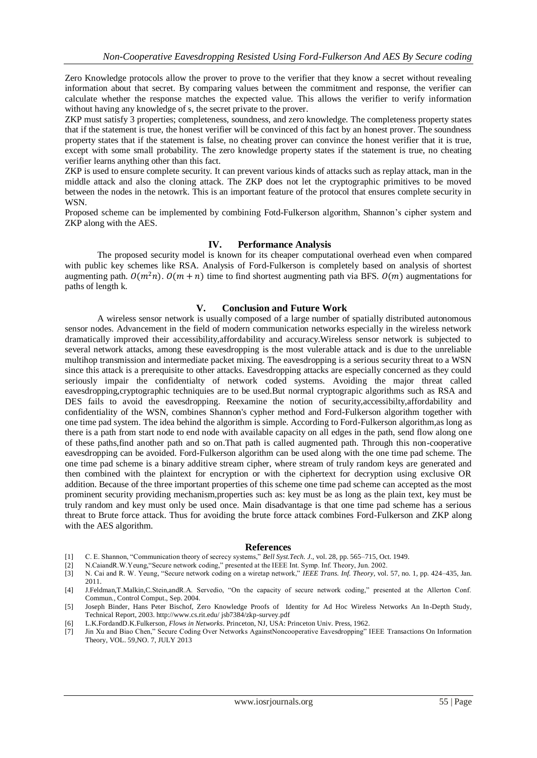Zero Knowledge protocols allow the prover to prove to the verifier that they know a secret without revealing information about that secret. By comparing values between the commitment and response, the verifier can calculate whether the response matches the expected value. This allows the verifier to verify information without having any knowledge of s, the secret private to the prover.

ZKP must satisfy 3 properties; completeness, soundness, and zero knowledge. The completeness property states that if the statement is true, the honest verifier will be convinced of this fact by an honest prover. The soundness property states that if the statement is false, no cheating prover can convince the honest verifier that it is true, except with some small probability. The zero knowledge property states if the statement is true, no cheating verifier learns anything other than this fact.

ZKP is used to ensure complete security. It can prevent various kinds of attacks such as replay attack, man in the middle attack and also the cloning attack. The ZKP does not let the cryptographic primitives to be moved between the nodes in the netowrk. This is an important feature of the protocol that ensures complete security in WSN.

Proposed scheme can be implemented by combining Fotd-Fulkerson algorithm, Shannon's cipher system and ZKP along with the AES.

## IV. Performance Analysis

The proposed security model is known for its cheaper computational overhead even when compared with public key schemes like RSA. Analysis of Ford-Fulkerson is completely based on analysis of shortest augmenting path. $O(m^2n)$. $O(m+n)$ time to find shortest augmenting path via BFS. $O(m)$ augmentations for paths of length k.

## V. Conclusion and Future Work

A wireless sensor network is usually composed of a large number of spatially distributed autonomous sensor nodes. Advancement in the field of modern communication networks especially in the wireless network dramatically improved their accessibility,affordability and accuracy.Wireless sensor network is subjected to several network attacks, among these eavesdropping is the most vulerable attack and is due to the unreliable multihop transmission and intermediate packet mixing. The eavesdropping is a serious security threat to a WSN since this attack is a prerequisite to other attacks. Eavesdropping attacks are especially concerned as they could seriously impair the confidentialty of network coded systems. Avoiding the major threat called eavesdropping,cryptographic techniquies are to be used.But normal cryptograpic algorithms such as RSA and DES fails to avoid the eavesdropping. Reexamine the notion of security,accessibilty,affordability and confidentiality of the WSN, combines Shannon's cypher method and Ford-Fulkerson algorithm together with one time pad system. The idea behind the algorithm is simple. According to Ford-Fulkerson algorithm,as long as there is a path from start node to end node with available capacity on all edges in the path, send flow along one of these paths,find another path and so on.That path is called augmented path. Through this non-cooperative eavesdropping can be avoided. Ford-Fulkerson algorithm can be used along with the one time pad scheme. The one time pad scheme is a binary additive stream cipher, where stream of truly random keys are generated and then combined with the plaintext for encryption or with the ciphertext for decryption using exclusive OR addition. Because of the three important properties of this scheme one time pad scheme can accepted as the most prominent security providing mechanism,properties such as: key must be as long as the plain text, key must be truly random and key must only be used once. Main disadvantage is that one time pad scheme has a serious threat to Brute force attack. Thus for avoiding the brute force attack combines Ford-Fulkerson and ZKP along with the AES algorithm.

## References

[1] C. E. Shannon, "Communication theory of secrecy systems," *Bell Syst.Tech. J.*, vol. 28, pp. 565–715, Oct. 1949.

[2] N.CaiandR.W.Yeung,"Secure network coding," presented at the IEEE Int. Symp. Inf. Theory, Jun. 2002.

[3] N. Cai and R. W. Yeung, "Secure network coding on a wiretap network," *IEEE Trans. Inf. Theory*, vol. 57, no. 1, pp. 424–435, Jan. 2011.

[4] J.Feldman,T.Malkin,C.Stein,andR.A. Servedio, "On the capacity of secure network coding," presented at the Allerton Conf. Commun., Control Comput., Sep. 2004.

[5] Joseph Binder, Hans Peter Bischof, Zero Knowledge Proofs of Identity for Ad Hoc Wireless Networks An In-Depth Study, Technical Report, 2003. http://www.cs.rit.edu/ jsb7384/zkp-survey.pdf

[6] L.K.FordandD.K.Fulkerson, *Flows in Networks*. Princeton, NJ, USA: Princeton Univ. Press, 1962.

[7] Jin Xu and Biao Chen," Secure Coding Over Networks AgainstNoncooperative Eavesdropping" IEEE Transactions On Information Theory, VOL. 59,NO. 7, JULY 2013